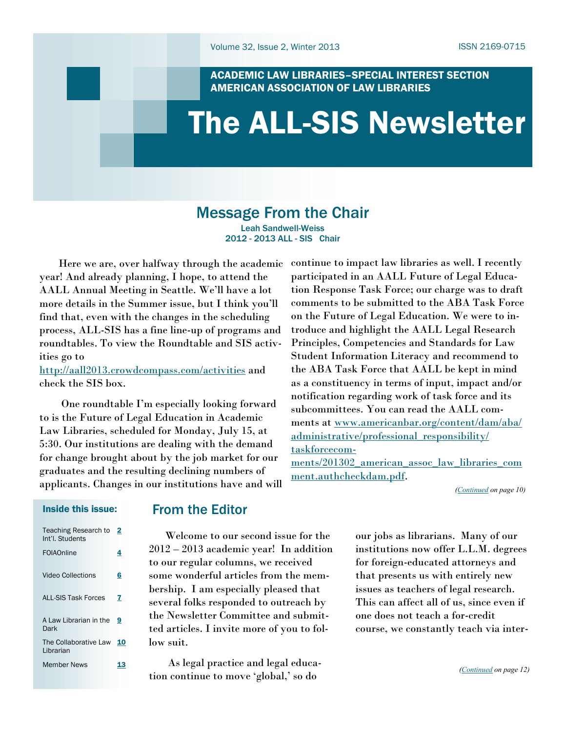Volume 32, Issue 2, Winter 2013 ISSN 2169-0715

**ACADEMIC LAW LIBRARIES–SPECIAL INTEREST SECTION**
**AMERICAN ASSOCIATION OF LAW LIBRARIES**

# The ALL-SIS Newsletter

## Message From the Chair

Leah Sandwell-Weiss
2012 - 2013 ALL - SIS Chair

Here we are, over halfway through the academic year! And already planning, I hope, to attend the AALL Annual Meeting in Seattle. We'll have a lot more details in the Summer issue, but I think you'll find that, even with the changes in the scheduling process, ALL-SIS has a fine line-up of programs and roundtables. To view the Roundtable and SIS activities go to http://aall2013.crowdcompass.com/activities and check the SIS box.

One roundtable I'm especially looking forward to is the Future of Legal Education in Academic Law Libraries, scheduled for Monday, July 15, at 5:30. Our institutions are dealing with the demand for change brought about by the job market for our graduates and the resulting declining numbers of applicants. Changes in our institutions have and will continue to impact law libraries as well. I recently participated in an AALL Future of Legal Education Response Task Force; our charge was to draft comments to be submitted to the ABA Task Force on the Future of Legal Education. We were to introduce and highlight the AALL Legal Research Principles, Competencies and Standards for Law Student Information Literacy and recommend to the ABA Task Force that AALL be kept in mind as a constituency in terms of input, impact and/or notification regarding work of task force and its subcommittees. You can read the AALL comments at www.americanbar.org/content/dam/aba/administrative/professional_responsibility/taskforcecomments/201302_american_assoc_law_libraries_comment.authcheckdam.pdf.

*(Continued on page 10)*

### Inside this issue:

| | |
|---|---|
| Teaching Research to Int'l. Students | 2 |
| FOIAOnline | 4 |
| Video Collections | 6 |
| ALL-SIS Task Forces | 7 |
| A Law Librarian in the Dark | 9 |
| The Collaborative Law Librarian | 10 |
| Member News | 13 |

## From the Editor

Welcome to our second issue for the 2012 – 2013 academic year! In addition to our regular columns, we received some wonderful articles from the membership. I am especially pleased that several folks responded to outreach by the Newsletter Committee and submitted articles. I invite more of you to follow suit.

As legal practice and legal education continue to move 'global,' so do our jobs as librarians. Many of our institutions now offer L.L.M. degrees for foreign-educated attorneys and that presents us with entirely new issues as teachers of legal research. This can affect all of us, since even if one does not teach a for-credit course, we constantly teach via inter-

*(Continued on page 12)*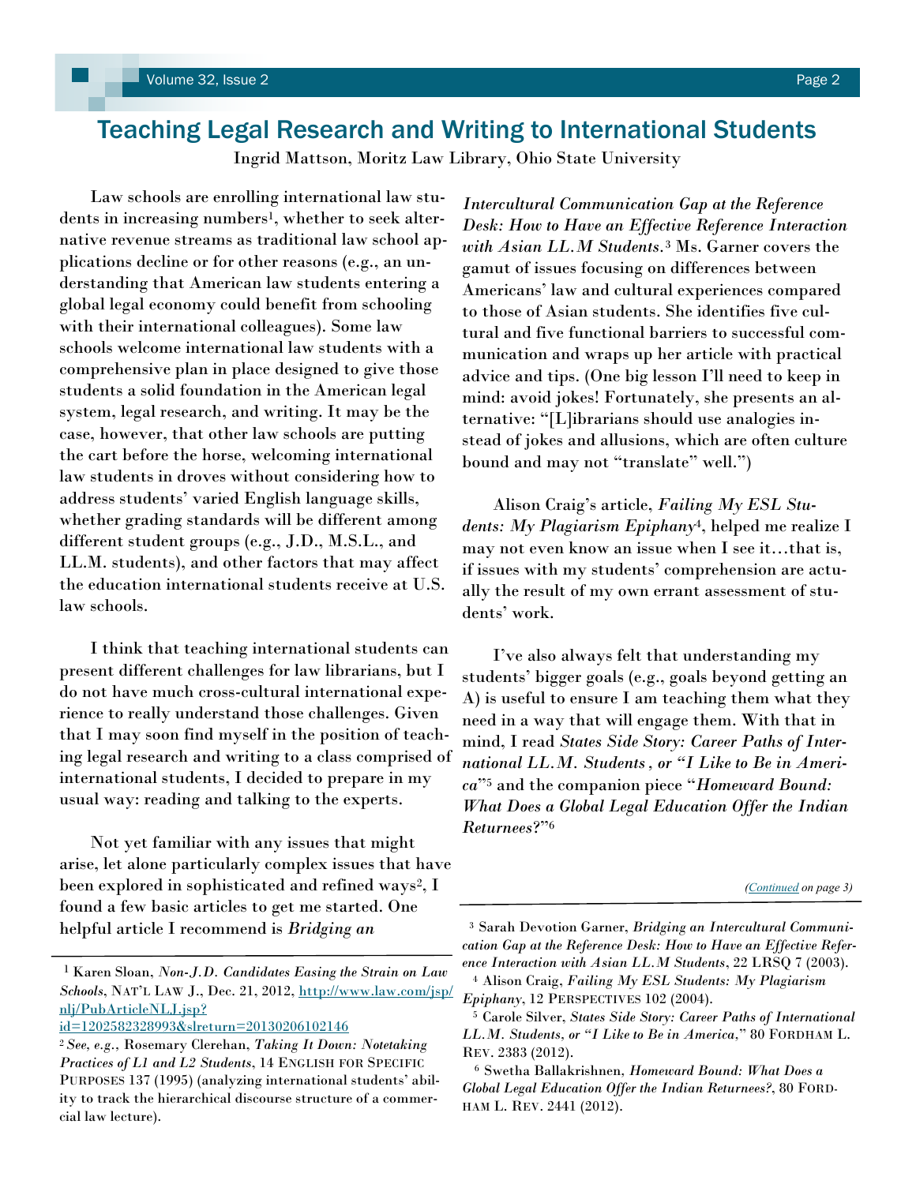## Teaching Legal Research and Writing to International Students

Ingrid Mattson, Moritz Law Library, Ohio State University

Law schools are enrolling international law students in increasing numbers[1], whether to seek alternative revenue streams as traditional law school applications decline or for other reasons (e.g., an understanding that American law students entering a global legal economy could benefit from schooling with their international colleagues). Some law schools welcome international law students with a comprehensive plan in place designed to give those students a solid foundation in the American legal system, legal research, and writing. It may be the case, however, that other law schools are putting the cart before the horse, welcoming international law students in droves without considering how to address students' varied English language skills, whether grading standards will be different among different student groups (e.g., J.D., M.S.L., and LL.M. students), and other factors that may affect the education international students receive at U.S. law schools.

I think that teaching international students can present different challenges for law librarians, but I do not have much cross-cultural international experience to really understand those challenges. Given that I may soon find myself in the position of teaching legal research and writing to a class comprised of international students, I decided to prepare in my usual way: reading and talking to the experts.

Not yet familiar with any issues that might arise, let alone particularly complex issues that have been explored in sophisticated and refined ways[2], I found a few basic articles to get me started. One helpful article I recommend is *Bridging an Intercultural Communication Gap at the Reference Desk: How to Have an Effective Reference Interaction with Asian LL.M Students.*[3] Ms. Garner covers the gamut of issues focusing on differences between Americans' law and cultural experiences compared to those of Asian students. She identifies five cultural and five functional barriers to successful communication and wraps up her article with practical advice and tips. (One big lesson I'll need to keep in mind: avoid jokes! Fortunately, she presents an alternative: "[L]ibrarians should use analogies instead of jokes and allusions, which are often culture bound and may not "translate" well.")

Alison Craig's article, *Failing My ESL Students: My Plagiarism Epiphany*[4], helped me realize I may not even know an issue when I see it…that is, if issues with my students' comprehension are actually the result of my own errant assessment of students' work.

I've also always felt that understanding my students' bigger goals (e.g., goals beyond getting an A) is useful to ensure I am teaching them what they need in a way that will engage them. With that in mind, I read *States Side Story: Career Paths of International LL.M. Students , or "I Like to Be in America*"[5] and the companion piece "*Homeward Bound: What Does a Global Legal Education Offer the Indian Returnees?*"[6]

*(Continued on page 3)*

---

[1] Karen Sloan, *Non-J.D. Candidates Easing the Strain on Law Schools*, NAT'L LAW J., Dec. 21, 2012, http://www.law.com/jsp/nlj/PubArticleNLJ.jsp?id=1202582328993&slreturn=20130206102146

[2] *See, e.g.*, Rosemary Clerehan, *Taking It Down: Notetaking Practices of L1 and L2 Students*, 14 ENGLISH FOR SPECIFIC PURPOSES 137 (1995) (analyzing international students' ability to track the hierarchical discourse structure of a commercial law lecture).

[3] Sarah Devotion Garner, *Bridging an Intercultural Communication Gap at the Reference Desk: How to Have an Effective Reference Interaction with Asian LL.M Students*, 22 LRSQ 7 (2003).

[4] Alison Craig, *Failing My ESL Students: My Plagiarism Epiphany*, 12 PERSPECTIVES 102 (2004).

[5] Carole Silver, *States Side Story: Career Paths of International LL.M. Students, or "I Like to Be in America,"* 80 FORDHAM L. REV. 2383 (2012).

[6] Swetha Ballakrishnen, *Homeward Bound: What Does a Global Legal Education Offer the Indian Returnees?*, 80 FORDHAM L. REV. 2441 (2012).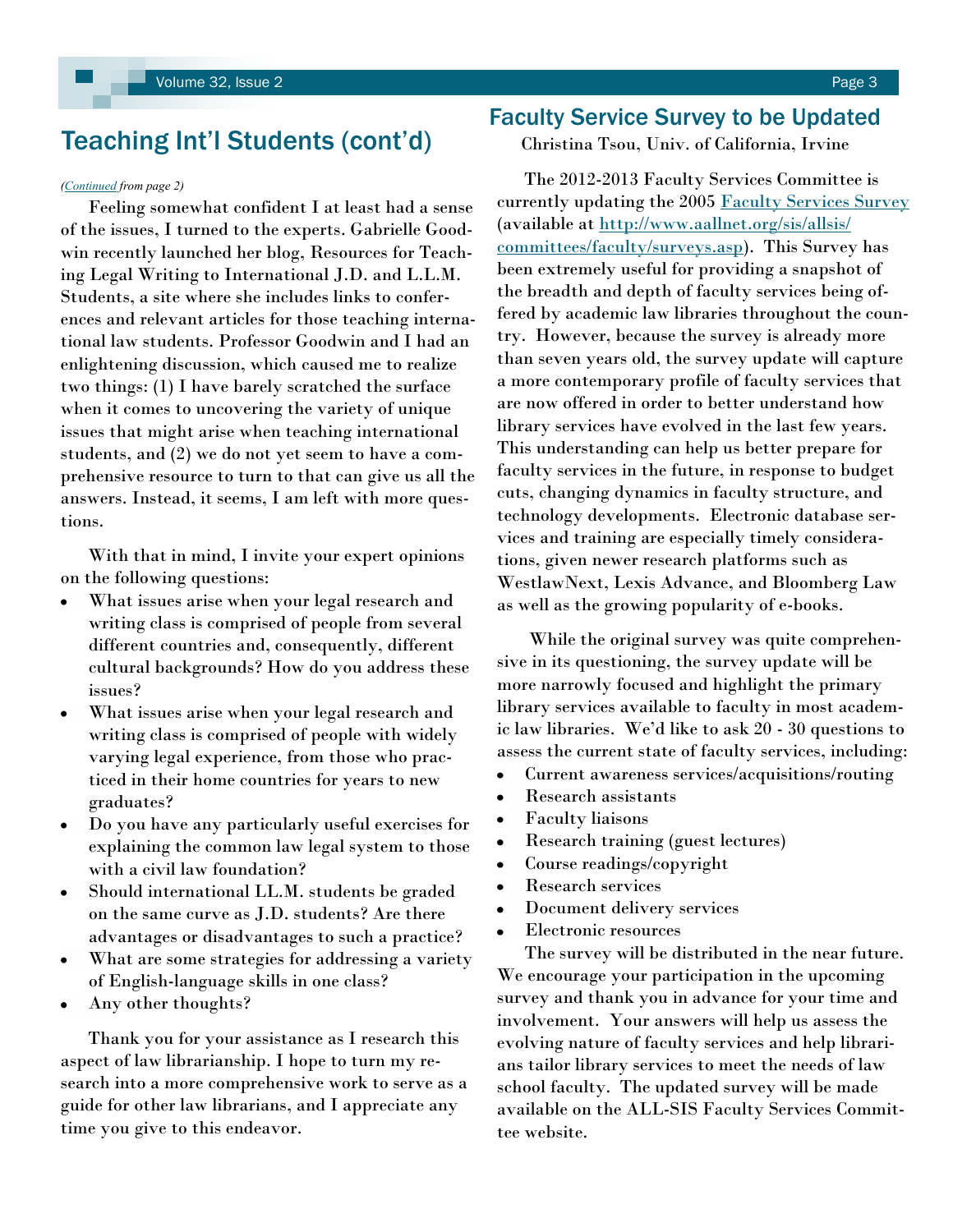## Teaching Int'l Students (cont'd)

*(Continued from page 2)*

Feeling somewhat confident I at least had a sense of the issues, I turned to the experts. Gabrielle Goodwin recently launched her blog, Resources for Teaching Legal Writing to International J.D. and L.L.M. Students, a site where she includes links to conferences and relevant articles for those teaching international law students. Professor Goodwin and I had an enlightening discussion, which caused me to realize two things: (1) I have barely scratched the surface when it comes to uncovering the variety of unique issues that might arise when teaching international students, and (2) we do not yet seem to have a comprehensive resource to turn to that can give us all the answers. Instead, it seems, I am left with more questions.

With that in mind, I invite your expert opinions on the following questions:

- What issues arise when your legal research and writing class is comprised of people from several different countries and, consequently, different cultural backgrounds? How do you address these issues?
- What issues arise when your legal research and writing class is comprised of people with widely varying legal experience, from those who practiced in their home countries for years to new graduates?
- Do you have any particularly useful exercises for explaining the common law legal system to those with a civil law foundation?
- Should international LL.M. students be graded on the same curve as J.D. students? Are there advantages or disadvantages to such a practice?
- What are some strategies for addressing a variety of English-language skills in one class?
- Any other thoughts?

Thank you for your assistance as I research this aspect of law librarianship. I hope to turn my research into a more comprehensive work to serve as a guide for other law librarians, and I appreciate any time you give to this endeavor.

## Faculty Service Survey to be Updated

Christina Tsou, Univ. of California, Irvine

The 2012-2013 Faculty Services Committee is currently updating the 2005 Faculty Services Survey (available at http://www.aallnet.org/sis/allsis/committees/faculty/surveys.asp). This Survey has been extremely useful for providing a snapshot of the breadth and depth of faculty services being offered by academic law libraries throughout the country. However, because the survey is already more than seven years old, the survey update will capture a more contemporary profile of faculty services that are now offered in order to better understand how library services have evolved in the last few years. This understanding can help us better prepare for faculty services in the future, in response to budget cuts, changing dynamics in faculty structure, and technology developments. Electronic database services and training are especially timely considerations, given newer research platforms such as WestlawNext, Lexis Advance, and Bloomberg Law as well as the growing popularity of e-books.

While the original survey was quite comprehensive in its questioning, the survey update will be more narrowly focused and highlight the primary library services available to faculty in most academic law libraries. We'd like to ask 20 - 30 questions to assess the current state of faculty services, including:

- Current awareness services/acquisitions/routing
- Research assistants
- Faculty liaisons
- Research training (guest lectures)
- Course readings/copyright
- Research services
- Document delivery services
- Electronic resources

The survey will be distributed in the near future. We encourage your participation in the upcoming survey and thank you in advance for your time and involvement. Your answers will help us assess the evolving nature of faculty services and help librarians tailor library services to meet the needs of law school faculty. The updated survey will be made available on the ALL-SIS Faculty Services Committee website.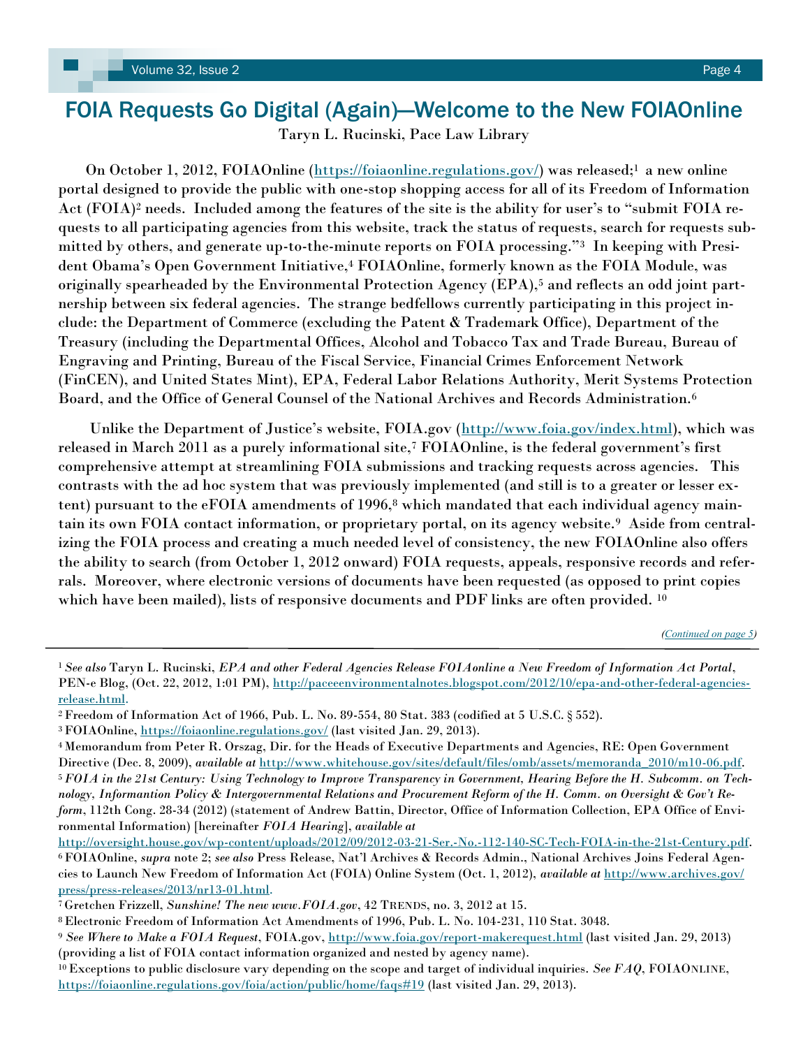# FOIA Requests Go Digital (Again)—Welcome to the New FOIAOnline

Taryn L. Rucinski, Pace Law Library

On October 1, 2012, FOIAOnline (https://foiaonline.regulations.gov/) was released;[1] a new online portal designed to provide the public with one-stop shopping access for all of its Freedom of Information Act (FOIA)[2] needs. Included among the features of the site is the ability for user's to "submit FOIA requests to all participating agencies from this website, track the status of requests, search for requests submitted by others, and generate up-to-the-minute reports on FOIA processing."[3] In keeping with President Obama's Open Government Initiative,[4] FOIAOnline, formerly known as the FOIA Module, was originally spearheaded by the Environmental Protection Agency (EPA),[5] and reflects an odd joint partnership between six federal agencies. The strange bedfellows currently participating in this project include: the Department of Commerce (excluding the Patent & Trademark Office), Department of the Treasury (including the Departmental Offices, Alcohol and Tobacco Tax and Trade Bureau, Bureau of Engraving and Printing, Bureau of the Fiscal Service, Financial Crimes Enforcement Network (FinCEN), and United States Mint), EPA, Federal Labor Relations Authority, Merit Systems Protection Board, and the Office of General Counsel of the National Archives and Records Administration.[6]

Unlike the Department of Justice's website, FOIA.gov (http://www.foia.gov/index.html), which was released in March 2011 as a purely informational site,[7] FOIAOnline, is the federal government's first comprehensive attempt at streamlining FOIA submissions and tracking requests across agencies. This contrasts with the ad hoc system that was previously implemented (and still is to a greater or lesser extent) pursuant to the eFOIA amendments of 1996,[8] which mandated that each individual agency maintain its own FOIA contact information, or proprietary portal, on its agency website.[9] Aside from centralizing the FOIA process and creating a much needed level of consistency, the new FOIAOnline also offers the ability to search (from October 1, 2012 onward) FOIA requests, appeals, responsive records and referrals. Moreover, where electronic versions of documents have been requested (as opposed to print copies which have been mailed), lists of responsive documents and PDF links are often provided.[10]

*(Continued on page 5)*

---

[1] *See also* Taryn L. Rucinski, *EPA and other Federal Agencies Release FOIAonline a New Freedom of Information Act Portal*, PEN-e Blog, (Oct. 22, 2012, 1:01 PM), http://paceeenvironmentalnotes.blogspot.com/2012/10/epa-and-other-federal-agencies-release.html.

[2] Freedom of Information Act of 1966, Pub. L. No. 89-554, 80 Stat. 383 (codified at 5 U.S.C. § 552).

[3] FOIAOnline, https://foiaonline.regulations.gov/ (last visited Jan. 29, 2013).

[4] Memorandum from Peter R. Orszag, Dir. for the Heads of Executive Departments and Agencies, RE: Open Government Directive (Dec. 8, 2009), *available at* http://www.whitehouse.gov/sites/default/files/omb/assets/memoranda_2010/m10-06.pdf.

[5] *FOIA in the 21st Century: Using Technology to Improve Transparency in Government, Hearing Before the H. Subcomm. on Technology, Informantion Policy & Intergovernmental Relations and Procurement Reform of the H. Comm. on Oversight & Gov't Reform*, 112th Cong. 28-34 (2012) (statement of Andrew Battin, Director, Office of Information Collection, EPA Office of Environmental Information) [hereinafter *FOIA Hearing*], *available at* http://oversight.house.gov/wp-content/uploads/2012/09/2012-03-21-Ser.-No.-112-140-SC-Tech-FOIA-in-the-21st-Century.pdf.

[6] FOIAOnline, *supra* note 2; *see also* Press Release, Nat'l Archives & Records Admin., National Archives Joins Federal Agencies to Launch New Freedom of Information Act (FOIA) Online System (Oct. 1, 2012), *available at* http://www.archives.gov/press/press-releases/2013/nr13-01.html.

[7] Gretchen Frizzell, *Sunshine! The new www.FOIA.gov*, 42 TRENDS, no. 3, 2012 at 15.

[8] Electronic Freedom of Information Act Amendments of 1996, Pub. L. No. 104-231, 110 Stat. 3048.

[9] *See Where to Make a FOIA Request*, FOIA.gov, http://www.foia.gov/report-makerequest.html (last visited Jan. 29, 2013) (providing a list of FOIA contact information organized and nested by agency name).

[10] Exceptions to public disclosure vary depending on the scope and target of individual inquiries. *See FAQ*, FOIAONLINE, https://foiaonline.regulations.gov/foia/action/public/home/faqs#19 (last visited Jan. 29, 2013).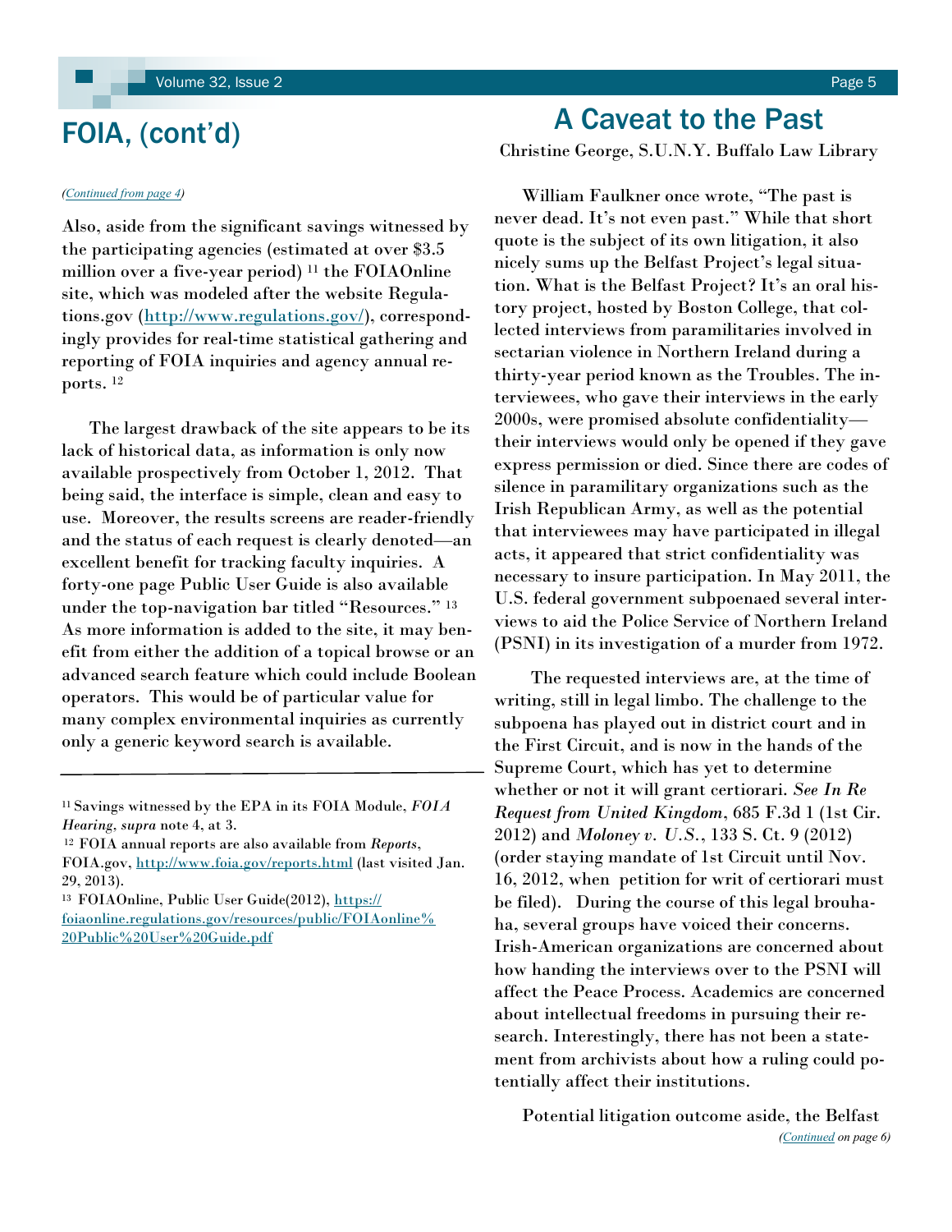## FOIA, (cont'd)

*(Continued from page 4)*

Also, aside from the significant savings witnessed by the participating agencies (estimated at over $3.5 million over a five-year period) [11] the FOIAOnline site, which was modeled after the website Regulations.gov (http://www.regulations.gov/), correspondingly provides for real-time statistical gathering and reporting of FOIA inquiries and agency annual reports. [12]

The largest drawback of the site appears to be its lack of historical data, as information is only now available prospectively from October 1, 2012. That being said, the interface is simple, clean and easy to use. Moreover, the results screens are reader-friendly and the status of each request is clearly denoted—an excellent benefit for tracking faculty inquiries. A forty-one page Public User Guide is also available under the top-navigation bar titled "Resources." [13] As more information is added to the site, it may benefit from either the addition of a topical browse or an advanced search feature which could include Boolean operators. This would be of particular value for many complex environmental inquiries as currently only a generic keyword search is available.

---

[11] Savings witnessed by the EPA in its FOIA Module, *FOIA Hearing*, *supra* note 4, at 3.

[12] FOIA annual reports are also available from *Reports*, FOIA.gov, http://www.foia.gov/reports.html (last visited Jan. 29, 2013).

[13] FOIAOnline, Public User Guide(2012), https://foiaonline.regulations.gov/resources/public/FOIAonline%20Public%20User%20Guide.pdf

## A Caveat to the Past

Christine George, S.U.N.Y. Buffalo Law Library

William Faulkner once wrote, "The past is never dead. It's not even past." While that short quote is the subject of its own litigation, it also nicely sums up the Belfast Project's legal situation. What is the Belfast Project? It's an oral history project, hosted by Boston College, that collected interviews from paramilitaries involved in sectarian violence in Northern Ireland during a thirty-year period known as the Troubles. The interviewees, who gave their interviews in the early 2000s, were promised absolute confidentiality—their interviews would only be opened if they gave express permission or died. Since there are codes of silence in paramilitary organizations such as the Irish Republican Army, as well as the potential that interviewees may have participated in illegal acts, it appeared that strict confidentiality was necessary to insure participation. In May 2011, the U.S. federal government subpoenaed several interviews to aid the Police Service of Northern Ireland (PSNI) in its investigation of a murder from 1972.

The requested interviews are, at the time of writing, still in legal limbo. The challenge to the subpoena has played out in district court and in the First Circuit, and is now in the hands of the Supreme Court, which has yet to determine whether or not it will grant certiorari. *See In Re Request from United Kingdom*, 685 F.3d 1 (1st Cir. 2012) and *Moloney v. U.S.*, 133 S. Ct. 9 (2012) (order staying mandate of 1st Circuit until Nov. 16, 2012, when petition for writ of certiorari must be filed). During the course of this legal brouhaha, several groups have voiced their concerns. Irish-American organizations are concerned about how handing the interviews over to the PSNI will affect the Peace Process. Academics are concerned about intellectual freedoms in pursuing their research. Interestingly, there has not been a statement from archivists about how a ruling could potentially affect their institutions.

Potential litigation outcome aside, the Belfast

*(Continued on page 6)*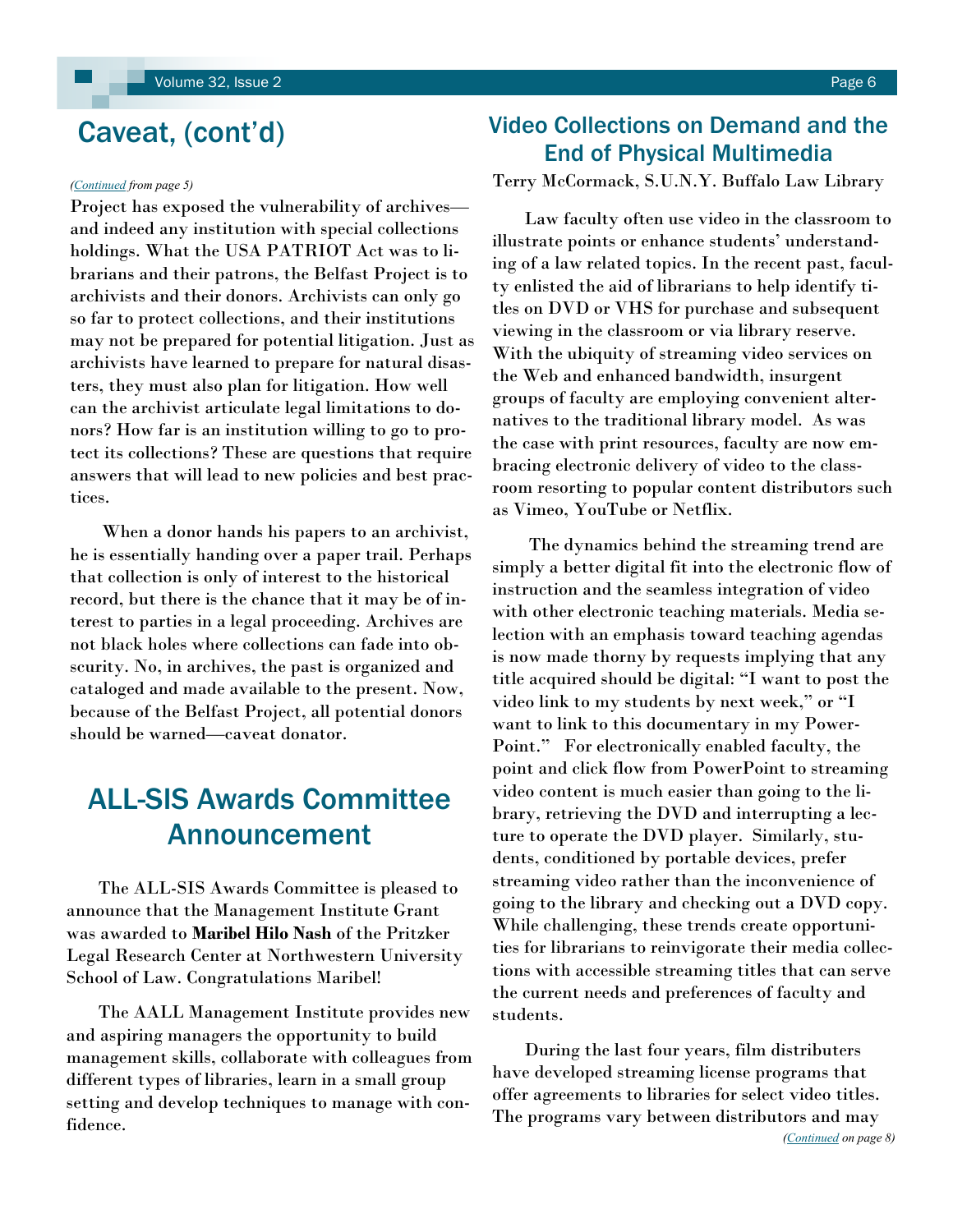## Caveat, (cont'd)

*(Continued from page 5)*

Project has exposed the vulnerability of archives—and indeed any institution with special collections holdings. What the USA PATRIOT Act was to librarians and their patrons, the Belfast Project is to archivists and their donors. Archivists can only go so far to protect collections, and their institutions may not be prepared for potential litigation. Just as archivists have learned to prepare for natural disasters, they must also plan for litigation. How well can the archivist articulate legal limitations to donors? How far is an institution willing to go to protect its collections? These are questions that require answers that will lead to new policies and best practices.

When a donor hands his papers to an archivist, he is essentially handing over a paper trail. Perhaps that collection is only of interest to the historical record, but there is the chance that it may be of interest to parties in a legal proceeding. Archives are not black holes where collections can fade into obscurity. No, in archives, the past is organized and cataloged and made available to the present. Now, because of the Belfast Project, all potential donors should be warned—caveat donator.

## ALL-SIS Awards Committee Announcement

The ALL-SIS Awards Committee is pleased to announce that the Management Institute Grant was awarded to **Maribel Hilo Nash** of the Pritzker Legal Research Center at Northwestern University School of Law. Congratulations Maribel!

The AALL Management Institute provides new and aspiring managers the opportunity to build management skills, collaborate with colleagues from different types of libraries, learn in a small group setting and develop techniques to manage with confidence.

## Video Collections on Demand and the End of Physical Multimedia

Terry McCormack, S.U.N.Y. Buffalo Law Library

Law faculty often use video in the classroom to illustrate points or enhance students' understanding of a law related topics. In the recent past, faculty enlisted the aid of librarians to help identify titles on DVD or VHS for purchase and subsequent viewing in the classroom or via library reserve. With the ubiquity of streaming video services on the Web and enhanced bandwidth, insurgent groups of faculty are employing convenient alternatives to the traditional library model. As was the case with print resources, faculty are now embracing electronic delivery of video to the classroom resorting to popular content distributors such as Vimeo, YouTube or Netflix.

The dynamics behind the streaming trend are simply a better digital fit into the electronic flow of instruction and the seamless integration of video with other electronic teaching materials. Media selection with an emphasis toward teaching agendas is now made thorny by requests implying that any title acquired should be digital: "I want to post the video link to my students by next week," or "I want to link to this documentary in my PowerPoint." For electronically enabled faculty, the point and click flow from PowerPoint to streaming video content is much easier than going to the library, retrieving the DVD and interrupting a lecture to operate the DVD player. Similarly, students, conditioned by portable devices, prefer streaming video rather than the inconvenience of going to the library and checking out a DVD copy. While challenging, these trends create opportunities for librarians to reinvigorate their media collections with accessible streaming titles that can serve the current needs and preferences of faculty and students.

During the last four years, film distributers have developed streaming license programs that offer agreements to libraries for select video titles. The programs vary between distributors and may

*(Continued on page 8)*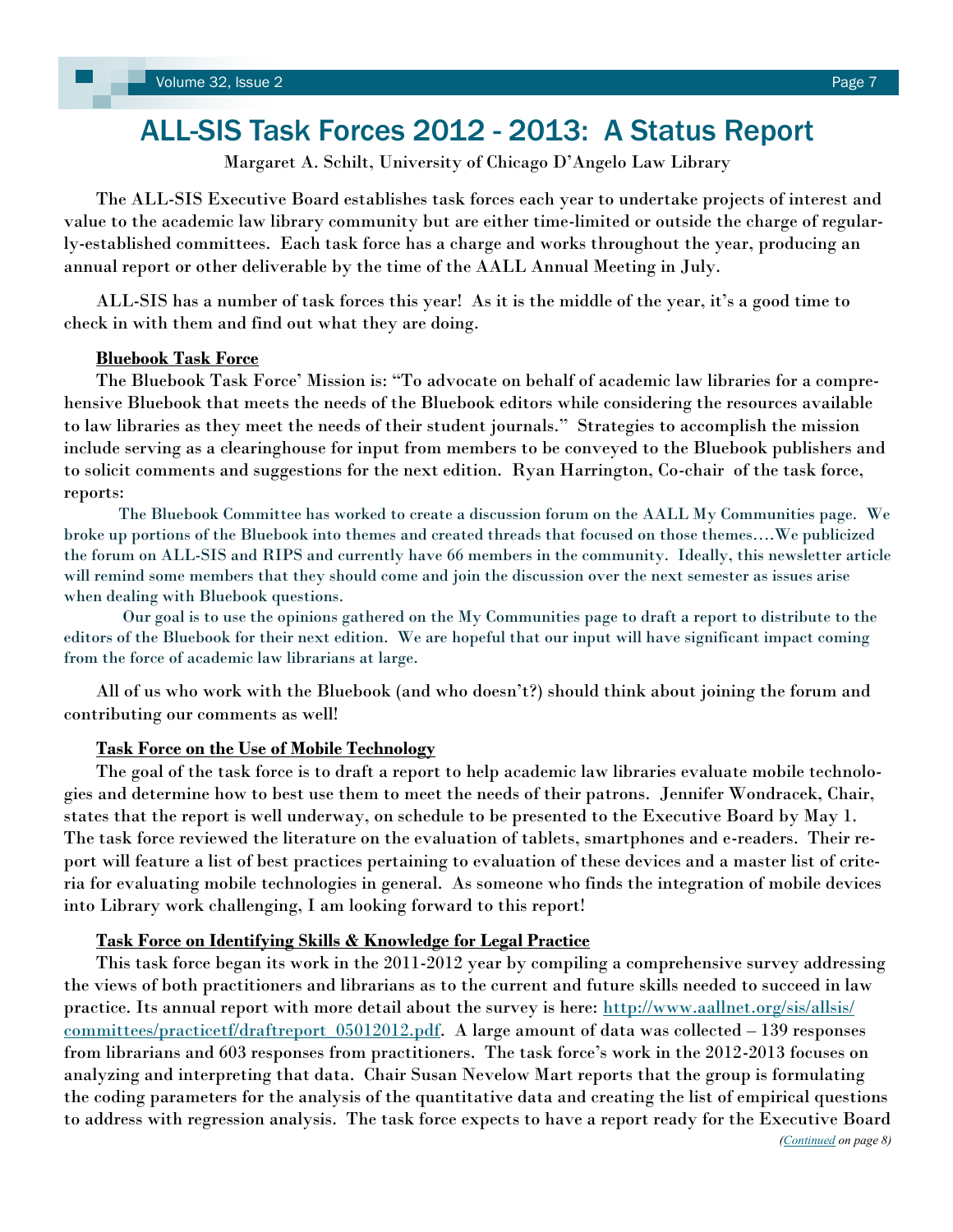# ALL-SIS Task Forces 2012 - 2013: A Status Report

Margaret A. Schilt, University of Chicago D'Angelo Law Library

The ALL-SIS Executive Board establishes task forces each year to undertake projects of interest and value to the academic law library community but are either time-limited or outside the charge of regularly-established committees. Each task force has a charge and works throughout the year, producing an annual report or other deliverable by the time of the AALL Annual Meeting in July.

ALL-SIS has a number of task forces this year! As it is the middle of the year, it's a good time to check in with them and find out what they are doing.

**Bluebook Task Force**

The Bluebook Task Force' Mission is: "To advocate on behalf of academic law libraries for a comprehensive Bluebook that meets the needs of the Bluebook editors while considering the resources available to law libraries as they meet the needs of their student journals." Strategies to accomplish the mission include serving as a clearinghouse for input from members to be conveyed to the Bluebook publishers and to solicit comments and suggestions for the next edition. Ryan Harrington, Co-chair of the task force, reports:

> The Bluebook Committee has worked to create a discussion forum on the AALL My Communities page. We broke up portions of the Bluebook into themes and created threads that focused on those themes….We publicized the forum on ALL-SIS and RIPS and currently have 66 members in the community. Ideally, this newsletter article will remind some members that they should come and join the discussion over the next semester as issues arise when dealing with Bluebook questions.
>
> Our goal is to use the opinions gathered on the My Communities page to draft a report to distribute to the editors of the Bluebook for their next edition. We are hopeful that our input will have significant impact coming from the force of academic law librarians at large.

All of us who work with the Bluebook (and who doesn't?) should think about joining the forum and contributing our comments as well!

**Task Force on the Use of Mobile Technology**

The goal of the task force is to draft a report to help academic law libraries evaluate mobile technologies and determine how to best use them to meet the needs of their patrons. Jennifer Wondracek, Chair, states that the report is well underway, on schedule to be presented to the Executive Board by May 1. The task force reviewed the literature on the evaluation of tablets, smartphones and e-readers. Their report will feature a list of best practices pertaining to evaluation of these devices and a master list of criteria for evaluating mobile technologies in general. As someone who finds the integration of mobile devices into Library work challenging, I am looking forward to this report!

**Task Force on Identifying Skills & Knowledge for Legal Practice**

This task force began its work in the 2011-2012 year by compiling a comprehensive survey addressing the views of both practitioners and librarians as to the current and future skills needed to succeed in law practice. Its annual report with more detail about the survey is here: http://www.aallnet.org/sis/allsis/committees/practicetf/draftreport_05012012.pdf. A large amount of data was collected – 139 responses from librarians and 603 responses from practitioners. The task force's work in the 2012-2013 focuses on analyzing and interpreting that data. Chair Susan Nevelow Mart reports that the group is formulating the coding parameters for the analysis of the quantitative data and creating the list of empirical questions to address with regression analysis. The task force expects to have a report ready for the Executive Board

*(Continued on page 8)*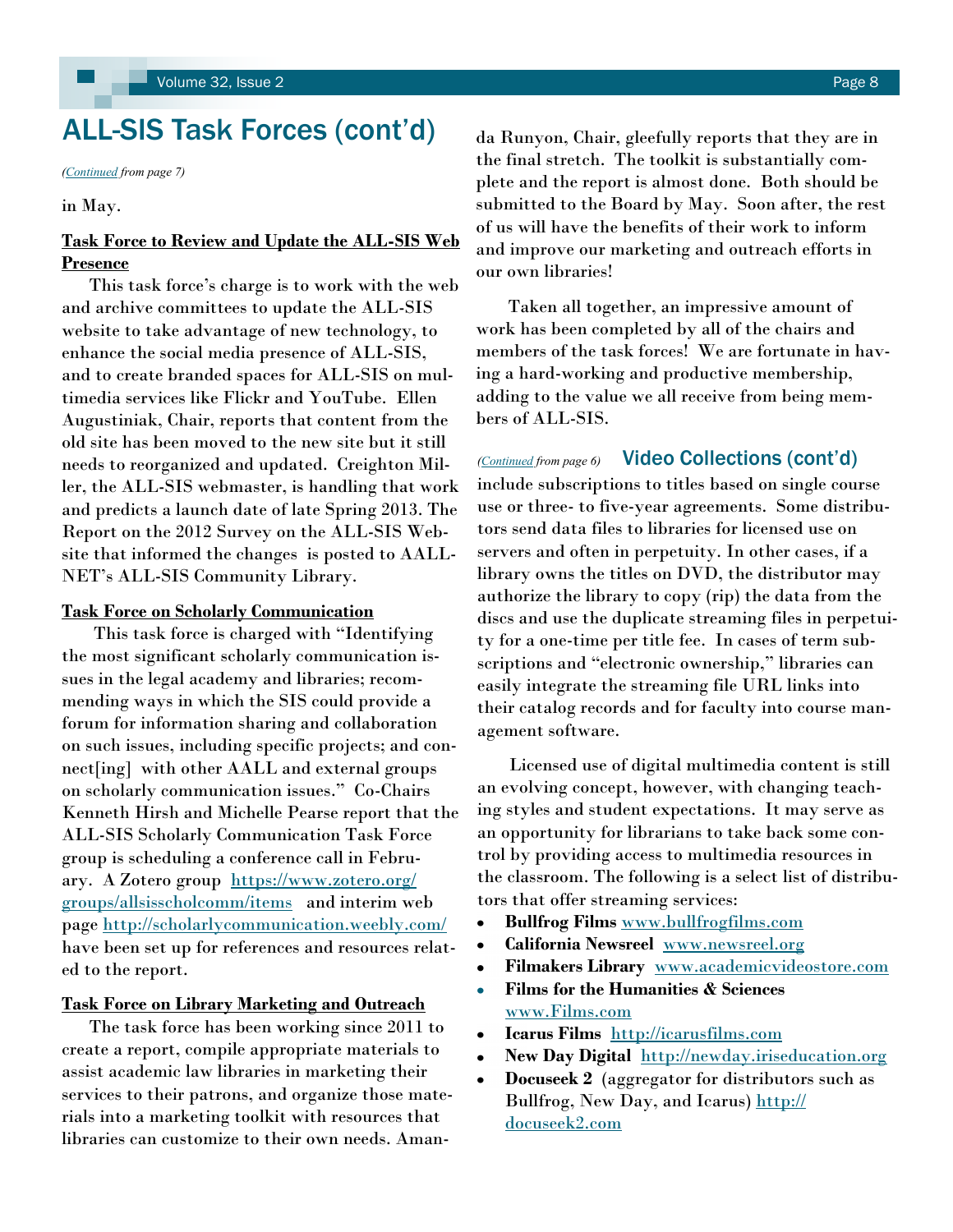# ALL-SIS Task Forces (cont'd)

*([Continued](#) from page 7)*

in May.

**Task Force to Review and Update the ALL-SIS Web Presence**

This task force's charge is to work with the web and archive committees to update the ALL-SIS website to take advantage of new technology, to enhance the social media presence of ALL-SIS, and to create branded spaces for ALL-SIS on multimedia services like Flickr and YouTube. Ellen Augustiniak, Chair, reports that content from the old site has been moved to the new site but it still needs to reorganized and updated. Creighton Miller, the ALL-SIS webmaster, is handling that work and predicts a launch date of late Spring 2013. The Report on the 2012 Survey on the ALL-SIS Website that informed the changes is posted to AALLNET's ALL-SIS Community Library.

**Task Force on Scholarly Communication**

This task force is charged with "Identifying the most significant scholarly communication issues in the legal academy and libraries; recommending ways in which the SIS could provide a forum for information sharing and collaboration on such issues, including specific projects; and connect[ing] with other AALL and external groups on scholarly communication issues." Co-Chairs Kenneth Hirsh and Michelle Pearse report that the ALL-SIS Scholarly Communication Task Force group is scheduling a conference call in February. A Zotero group https://www.zotero.org/groups/allsisscholcomm/items and interim web page http://scholarlycommunication.weebly.com/ have been set up for references and resources related to the report.

**Task Force on Library Marketing and Outreach**

The task force has been working since 2011 to create a report, compile appropriate materials to assist academic law libraries in marketing their services to their patrons, and organize those materials into a marketing toolkit with resources that libraries can customize to their own needs. Amanda Runyon, Chair, gleefully reports that they are in the final stretch. The toolkit is substantially complete and the report is almost done. Both should be submitted to the Board by May. Soon after, the rest of us will have the benefits of their work to inform and improve our marketing and outreach efforts in our own libraries!

Taken all together, an impressive amount of work has been completed by all of the chairs and members of the task forces! We are fortunate in having a hard-working and productive membership, adding to the value we all receive from being members of ALL-SIS.

## Video Collections (cont'd)

*([Continued](#) from page 6)*

include subscriptions to titles based on single course use or three- to five-year agreements. Some distributors send data files to libraries for licensed use on servers and often in perpetuity. In other cases, if a library owns the titles on DVD, the distributor may authorize the library to copy (rip) the data from the discs and use the duplicate streaming files in perpetuity for a one-time per title fee. In cases of term subscriptions and "electronic ownership," libraries can easily integrate the streaming file URL links into their catalog records and for faculty into course management software.

Licensed use of digital multimedia content is still an evolving concept, however, with changing teaching styles and student expectations. It may serve as an opportunity for librarians to take back some control by providing access to multimedia resources in the classroom. The following is a select list of distributors that offer streaming services:

- **Bullfrog Films** www.bullfrogfilms.com
- **California Newsreel** www.newsreel.org
- **Filmakers Library** www.academicvideostore.com
- **Films for the Humanities & Sciences** www.Films.com
- **Icarus Films** http://icarusfilms.com
- **New Day Digital** http://newday.iriseducation.org
- **Docuseek 2** (aggregator for distributors such as Bullfrog, New Day, and Icarus) http://docuseek2.com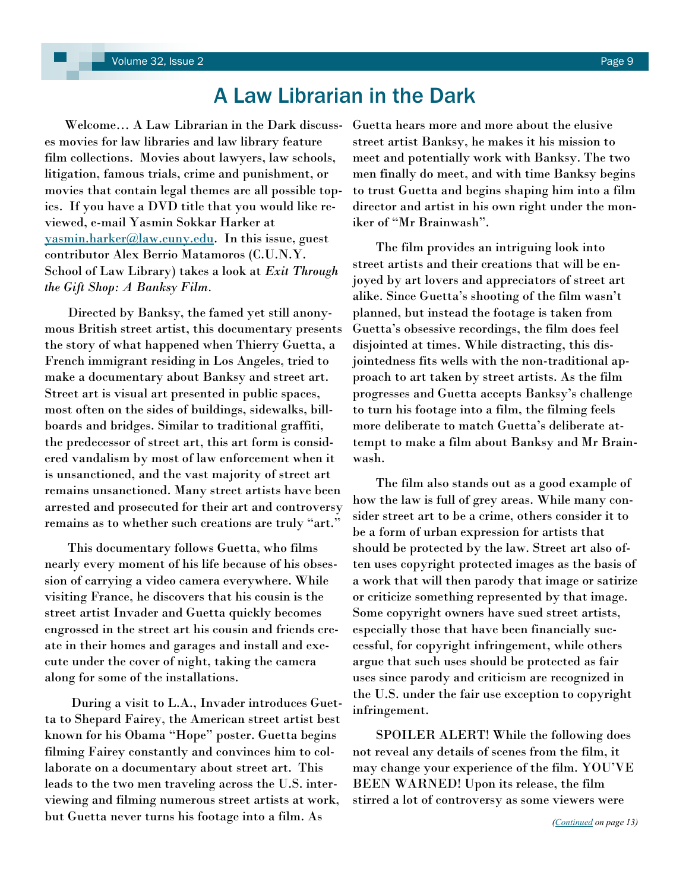# A Law Librarian in the Dark

Welcome… A Law Librarian in the Dark discusses movies for law libraries and law library feature film collections. Movies about lawyers, law schools, litigation, famous trials, crime and punishment, or movies that contain legal themes are all possible topics. If you have a DVD title that you would like reviewed, e-mail Yasmin Sokkar Harker at [yasmin.harker@law.cuny.edu](mailto:yasmin.harker@law.cuny.edu). In this issue, guest contributor Alex Berrio Matamoros (C.U.N.Y. School of Law Library) takes a look at *Exit Through the Gift Shop: A Banksy Film*.

Directed by Banksy, the famed yet still anonymous British street artist, this documentary presents the story of what happened when Thierry Guetta, a French immigrant residing in Los Angeles, tried to make a documentary about Banksy and street art. Street art is visual art presented in public spaces, most often on the sides of buildings, sidewalks, billboards and bridges. Similar to traditional graffiti, the predecessor of street art, this art form is considered vandalism by most of law enforcement when it is unsanctioned, and the vast majority of street art remains unsanctioned. Many street artists have been arrested and prosecuted for their art and controversy remains as to whether such creations are truly "art."

This documentary follows Guetta, who films nearly every moment of his life because of his obsession of carrying a video camera everywhere. While visiting France, he discovers that his cousin is the street artist Invader and Guetta quickly becomes engrossed in the street art his cousin and friends create in their homes and garages and install and execute under the cover of night, taking the camera along for some of the installations.

During a visit to L.A., Invader introduces Guetta to Shepard Fairey, the American street artist best known for his Obama "Hope" poster. Guetta begins filming Fairey constantly and convinces him to collaborate on a documentary about street art. This leads to the two men traveling across the U.S. interviewing and filming numerous street artists at work, but Guetta never turns his footage into a film. As Guetta hears more and more about the elusive street artist Banksy, he makes it his mission to meet and potentially work with Banksy. The two men finally do meet, and with time Banksy begins to trust Guetta and begins shaping him into a film director and artist in his own right under the moniker of "Mr Brainwash".

The film provides an intriguing look into street artists and their creations that will be enjoyed by art lovers and appreciators of street art alike. Since Guetta's shooting of the film wasn't planned, but instead the footage is taken from Guetta's obsessive recordings, the film does feel disjointed at times. While distracting, this disjointedness fits wells with the non-traditional approach to art taken by street artists. As the film progresses and Guetta accepts Banksy's challenge to turn his footage into a film, the filming feels more deliberate to match Guetta's deliberate attempt to make a film about Banksy and Mr Brainwash.

The film also stands out as a good example of how the law is full of grey areas. While many consider street art to be a crime, others consider it to be a form of urban expression for artists that should be protected by the law. Street art also often uses copyright protected images as the basis of a work that will then parody that image or satirize or criticize something represented by that image. Some copyright owners have sued street artists, especially those that have been financially successful, for copyright infringement, while others argue that such uses should be protected as fair uses since parody and criticism are recognized in the U.S. under the fair use exception to copyright infringement.

SPOILER ALERT! While the following does not reveal any details of scenes from the film, it may change your experience of the film. YOU'VE BEEN WARNED! Upon its release, the film stirred a lot of controversy as some viewers were

*(Continued on page 13)*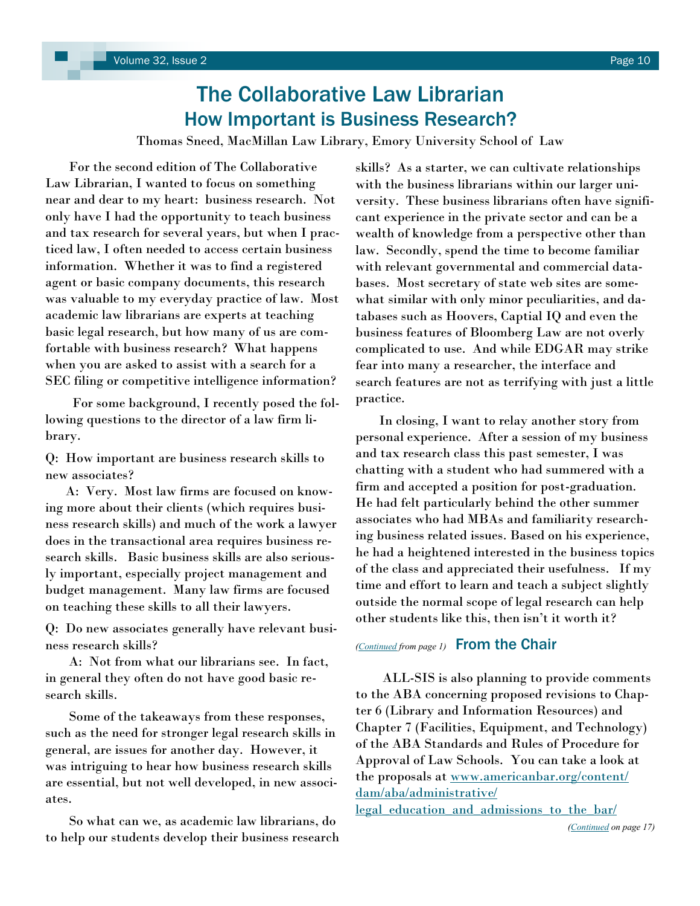# The Collaborative Law Librarian

## How Important is Business Research?

Thomas Sneed, MacMillan Law Library, Emory University School of Law

For the second edition of The Collaborative Law Librarian, I wanted to focus on something near and dear to my heart: business research. Not only have I had the opportunity to teach business and tax research for several years, but when I practiced law, I often needed to access certain business information. Whether it was to find a registered agent or basic company documents, this research was valuable to my everyday practice of law. Most academic law librarians are experts at teaching basic legal research, but how many of us are comfortable with business research? What happens when you are asked to assist with a search for a SEC filing or competitive intelligence information?

For some background, I recently posed the following questions to the director of a law firm library.

Q: How important are business research skills to new associates?

A: Very. Most law firms are focused on knowing more about their clients (which requires business research skills) and much of the work a lawyer does in the transactional area requires business research skills. Basic business skills are also seriously important, especially project management and budget management. Many law firms are focused on teaching these skills to all their lawyers.

Q: Do new associates generally have relevant business research skills?

A: Not from what our librarians see. In fact, in general they often do not have good basic research skills.

Some of the takeaways from these responses, such as the need for stronger legal research skills in general, are issues for another day. However, it was intriguing to hear how business research skills are essential, but not well developed, in new associates.

So what can we, as academic law librarians, do to help our students develop their business research skills? As a starter, we can cultivate relationships with the business librarians within our larger university. These business librarians often have significant experience in the private sector and can be a wealth of knowledge from a perspective other than law. Secondly, spend the time to become familiar with relevant governmental and commercial databases. Most secretary of state web sites are somewhat similar with only minor peculiarities, and databases such as Hoovers, Captial IQ and even the business features of Bloomberg Law are not overly complicated to use. And while EDGAR may strike fear into many a researcher, the interface and search features are not as terrifying with just a little practice.

In closing, I want to relay another story from personal experience. After a session of my business and tax research class this past semester, I was chatting with a student who had summered with a firm and accepted a position for post-graduation. He had felt particularly behind the other summer associates who had MBAs and familiarity researching business related issues. Based on his experience, he had a heightened interested in the business topics of the class and appreciated their usefulness. If my time and effort to learn and teach a subject slightly outside the normal scope of legal research can help other students like this, then isn't it worth it?

*(Continued from page 1)* 

## From the Chair

ALL-SIS is also planning to provide comments to the ABA concerning proposed revisions to Chapter 6 (Library and Information Resources) and Chapter 7 (Facilities, Equipment, and Technology) of the ABA Standards and Rules of Procedure for Approval of Law Schools. You can take a look at the proposals at www.americanbar.org/content/dam/aba/administrative/legal_education_and_admissions_to_the_bar/

*(Continued on page 17)*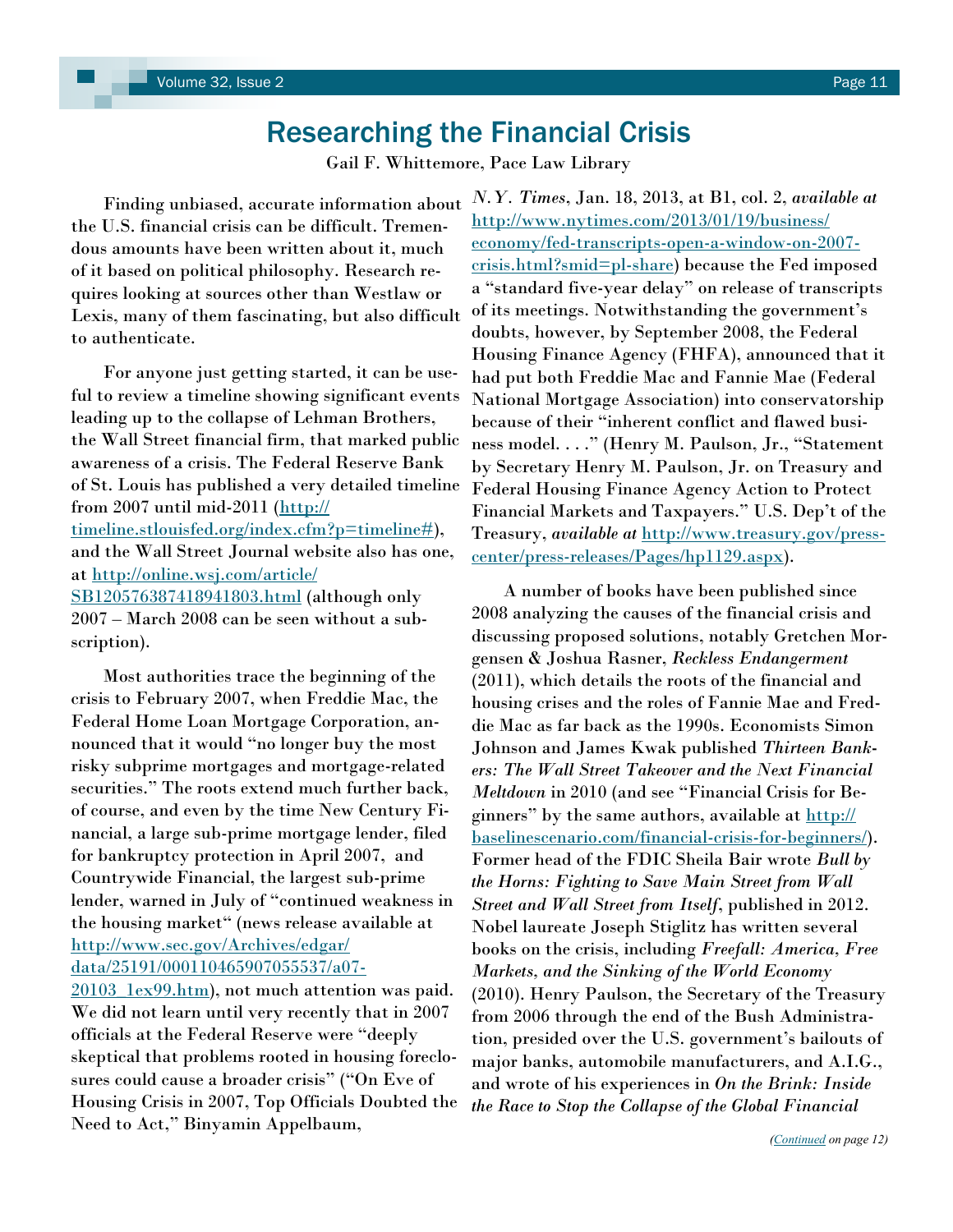# Researching the Financial Crisis

Gail F. Whittemore, Pace Law Library

Finding unbiased, accurate information about the U.S. financial crisis can be difficult. Tremendous amounts have been written about it, much of it based on political philosophy. Research requires looking at sources other than Westlaw or Lexis, many of them fascinating, but also difficult to authenticate.

For anyone just getting started, it can be useful to review a timeline showing significant events leading up to the collapse of Lehman Brothers, the Wall Street financial firm, that marked public awareness of a crisis. The Federal Reserve Bank of St. Louis has published a very detailed timeline from 2007 until mid-2011 (http://timeline.stlouisfed.org/index.cfm?p=timeline#), and the Wall Street Journal website also has one, at http://online.wsj.com/article/SB120576387418941803.html (although only 2007 – March 2008 can be seen without a subscription).

Most authorities trace the beginning of the crisis to February 2007, when Freddie Mac, the Federal Home Loan Mortgage Corporation, announced that it would "no longer buy the most risky subprime mortgages and mortgage-related securities." The roots extend much further back, of course, and even by the time New Century Financial, a large sub-prime mortgage lender, filed for bankruptcy protection in April 2007, and Countrywide Financial, the largest sub-prime lender, warned in July of "continued weakness in the housing market" (news release available at http://www.sec.gov/Archives/edgar/data/25191/000110465907055537/a07-20103_1ex99.htm), not much attention was paid. We did not learn until very recently that in 2007 officials at the Federal Reserve were "deeply skeptical that problems rooted in housing foreclosures could cause a broader crisis" ("On Eve of Housing Crisis in 2007, Top Officials Doubted the Need to Act," Binyamin Appelbaum, *N.Y. Times*, Jan. 18, 2013, at B1, col. 2, *available at* http://www.nytimes.com/2013/01/19/business/economy/fed-transcripts-open-a-window-on-2007-crisis.html?smid=pl-share) because the Fed imposed a "standard five-year delay" on release of transcripts of its meetings. Notwithstanding the government's doubts, however, by September 2008, the Federal Housing Finance Agency (FHFA), announced that it had put both Freddie Mac and Fannie Mae (Federal National Mortgage Association) into conservatorship because of their "inherent conflict and flawed business model. . . ." (Henry M. Paulson, Jr., "Statement by Secretary Henry M. Paulson, Jr. on Treasury and Federal Housing Finance Agency Action to Protect Financial Markets and Taxpayers." U.S. Dep't of the Treasury, *available at* http://www.treasury.gov/press-center/press-releases/Pages/hp1129.aspx).

A number of books have been published since 2008 analyzing the causes of the financial crisis and discussing proposed solutions, notably Gretchen Morgensen & Joshua Rasner, *Reckless Endangerment* (2011), which details the roots of the financial and housing crises and the roles of Fannie Mae and Freddie Mac as far back as the 1990s. Economists Simon Johnson and James Kwak published *Thirteen Bankers: The Wall Street Takeover and the Next Financial Meltdown* in 2010 (and see "Financial Crisis for Beginners" by the same authors, available at http://baselinescenario.com/financial-crisis-for-beginners/). Former head of the FDIC Sheila Bair wrote *Bull by the Horns: Fighting to Save Main Street from Wall Street and Wall Street from Itself*, published in 2012. Nobel laureate Joseph Stiglitz has written several books on the crisis, including *Freefall: America, Free Markets, and the Sinking of the World Economy* (2010). Henry Paulson, the Secretary of the Treasury from 2006 through the end of the Bush Administration, presided over the U.S. government's bailouts of major banks, automobile manufacturers, and A.I.G., and wrote of his experiences in *On the Brink: Inside the Race to Stop the Collapse of the Global Financial*

*(Continued on page 12)*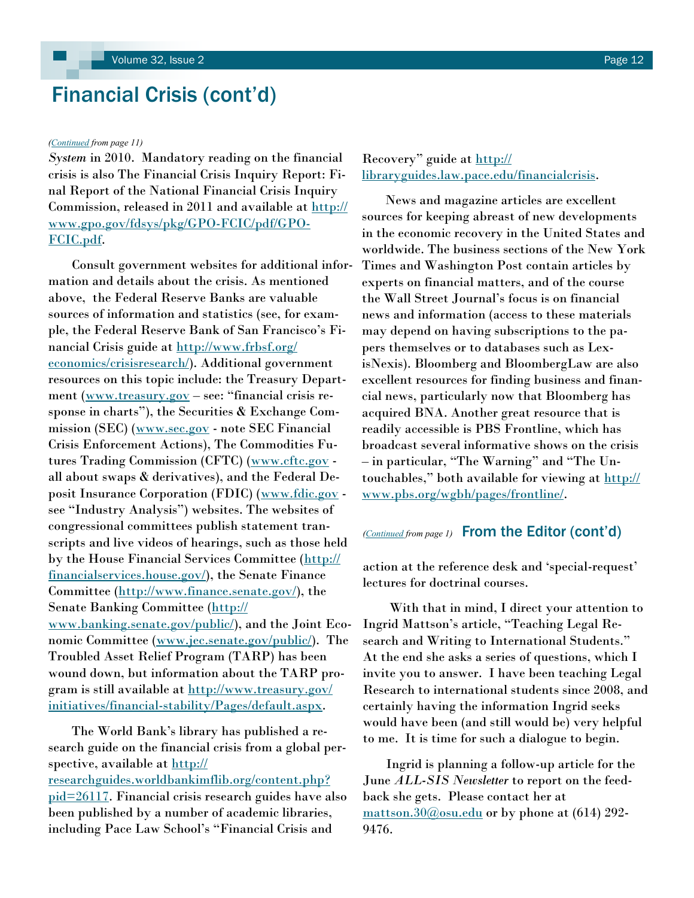# Financial Crisis (cont'd)

*(Continued from page 11)*

*System* in 2010. Mandatory reading on the financial crisis is also The Financial Crisis Inquiry Report: Final Report of the National Financial Crisis Inquiry Commission, released in 2011 and available at http://www.gpo.gov/fdsys/pkg/GPO-FCIC/pdf/GPO-FCIC.pdf.

Consult government websites for additional information and details about the crisis. As mentioned above, the Federal Reserve Banks are valuable sources of information and statistics (see, for example, the Federal Reserve Bank of San Francisco's Financial Crisis guide at http://www.frbsf.org/economics/crisisresearch/). Additional government resources on this topic include: the Treasury Department (www.treasury.gov – see: "financial crisis response in charts"), the Securities & Exchange Commission (SEC) (www.sec.gov - note SEC Financial Crisis Enforcement Actions), The Commodities Futures Trading Commission (CFTC) (www.cftc.gov - all about swaps & derivatives), and the Federal Deposit Insurance Corporation (FDIC) (www.fdic.gov - see "Industry Analysis") websites. The websites of congressional committees publish statement transcripts and live videos of hearings, such as those held by the House Financial Services Committee (http://financialservices.house.gov/), the Senate Finance Committee (http://www.finance.senate.gov/), the Senate Banking Committee (http://www.banking.senate.gov/public/), and the Joint Economic Committee (www.jec.senate.gov/public/). The Troubled Asset Relief Program (TARP) has been wound down, but information about the TARP program is still available at http://www.treasury.gov/initiatives/financial-stability/Pages/default.aspx.

The World Bank's library has published a research guide on the financial crisis from a global perspective, available at http://researchguides.worldbankimflib.org/content.php?pid=26117. Financial crisis research guides have also been published by a number of academic libraries, including Pace Law School's "Financial Crisis and Recovery" guide at http://libraryguides.law.pace.edu/financialcrisis.

News and magazine articles are excellent sources for keeping abreast of new developments in the economic recovery in the United States and worldwide. The business sections of the New York Times and Washington Post contain articles by experts on financial matters, and of the course the Wall Street Journal's focus is on financial news and information (access to these materials may depend on having subscriptions to the papers themselves or to databases such as LexisNexis). Bloomberg and BloombergLaw are also excellent resources for finding business and financial news, particularly now that Bloomberg has acquired BNA. Another great resource that is readily accessible is PBS Frontline, which has broadcast several informative shows on the crisis – in particular, "The Warning" and "The Untouchables," both available for viewing at http://www.pbs.org/wgbh/pages/frontline/.

## From the Editor (cont'd)

*(Continued from page 1)*

action at the reference desk and 'special-request' lectures for doctrinal courses.

With that in mind, I direct your attention to Ingrid Mattson's article, "Teaching Legal Research and Writing to International Students." At the end she asks a series of questions, which I invite you to answer. I have been teaching Legal Research to international students since 2008, and certainly having the information Ingrid seeks would have been (and still would be) very helpful to me. It is time for such a dialogue to begin.

Ingrid is planning a follow-up article for the June *ALL-SIS Newsletter* to report on the feedback she gets. Please contact her at mattson.30@osu.edu or by phone at (614) 292-9476.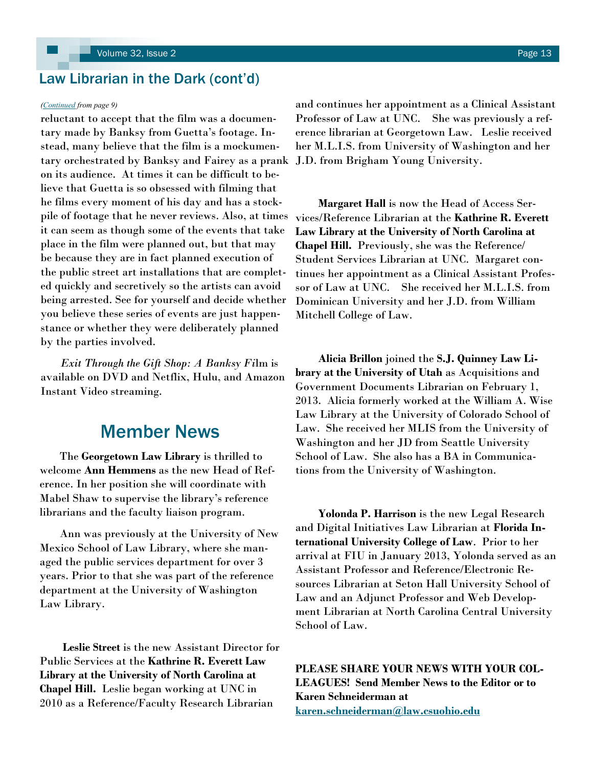## Law Librarian in the Dark (cont'd)

*(Continued from page 9)*

reluctant to accept that the film was a documentary made by Banksy from Guetta's footage. Instead, many believe that the film is a mockumentary orchestrated by Banksy and Fairey as a prank on its audience. At times it can be difficult to believe that Guetta is so obsessed with filming that he films every moment of his day and has a stockpile of footage that he never reviews. Also, at times it can seem as though some of the events that take place in the film were planned out, but that may be because they are in fact planned execution of the public street art installations that are completed quickly and secretively so the artists can avoid being arrested. See for yourself and decide whether you believe these series of events are just happenstance or whether they were deliberately planned by the parties involved.

*Exit Through the Gift Shop: A Banksy Fi*lm is available on DVD and Netflix, Hulu, and Amazon Instant Video streaming.

## Member News

The **Georgetown Law Library** is thrilled to welcome **Ann Hemmens** as the new Head of Reference. In her position she will coordinate with Mabel Shaw to supervise the library's reference librarians and the faculty liaison program.

Ann was previously at the University of New Mexico School of Law Library, where she managed the public services department for over 3 years. Prior to that she was part of the reference department at the University of Washington Law Library.

**Leslie Street** is the new Assistant Director for Public Services at the **Kathrine R. Everett Law Library at the University of North Carolina at Chapel Hill.** Leslie began working at UNC in 2010 as a Reference/Faculty Research Librarian and continues her appointment as a Clinical Assistant Professor of Law at UNC. She was previously a reference librarian at Georgetown Law. Leslie received her M.L.I.S. from University of Washington and her J.D. from Brigham Young University.

**Margaret Hall** is now the Head of Access Services/Reference Librarian at the **Kathrine R. Everett Law Library at the University of North Carolina at Chapel Hill.** Previously, she was the Reference/Student Services Librarian at UNC. Margaret continues her appointment as a Clinical Assistant Professor of Law at UNC. She received her M.L.I.S. from Dominican University and her J.D. from William Mitchell College of Law.

**Alicia Brillon** joined the **S.J. Quinney Law Library at the University of Utah** as Acquisitions and Government Documents Librarian on February 1, 2013. Alicia formerly worked at the William A. Wise Law Library at the University of Colorado School of Law. She received her MLIS from the University of Washington and her JD from Seattle University School of Law. She also has a BA in Communications from the University of Washington.

**Yolonda P. Harrison** is the new Legal Research and Digital Initiatives Law Librarian at **Florida International University College of Law**. Prior to her arrival at FIU in January 2013, Yolonda served as an Assistant Professor and Reference/Electronic Resources Librarian at Seton Hall University School of Law and an Adjunct Professor and Web Development Librarian at North Carolina Central University School of Law.

**PLEASE SHARE YOUR NEWS WITH YOUR COLLEAGUES! Send Member News to the Editor or to Karen Schneiderman at [karen.schneiderman@law.csuohio.edu](mailto:karen.schneiderman@law.csuohio.edu)**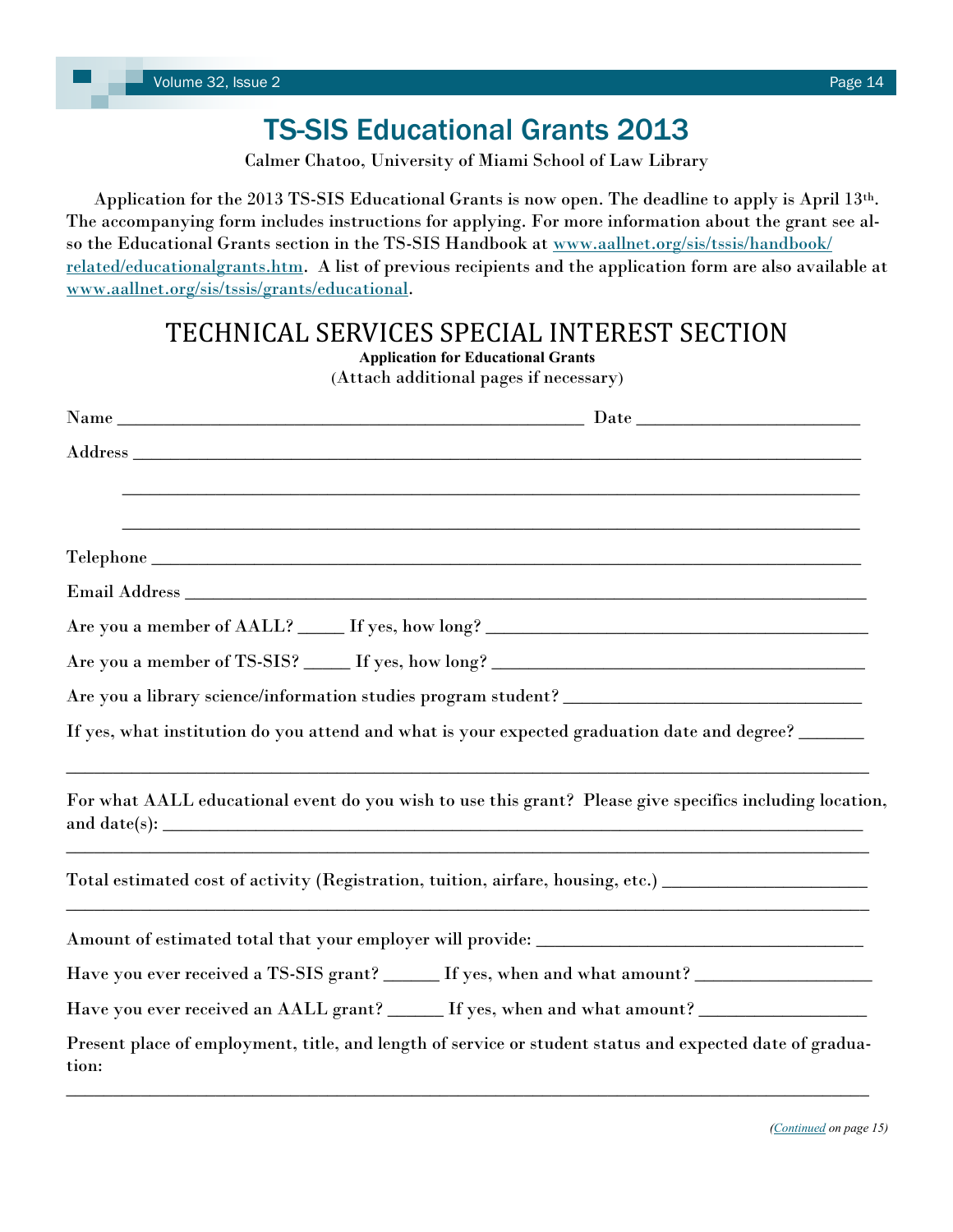# TS-SIS Educational Grants 2013

Calmer Chatoo, University of Miami School of Law Library

Application for the 2013 TS-SIS Educational Grants is now open. The deadline to apply is April 13th. The accompanying form includes instructions for applying. For more information about the grant see also the Educational Grants section in the TS-SIS Handbook at www.aallnet.org/sis/tssis/handbook/related/educationalgrants.htm. A list of previous recipients and the application form are also available at www.aallnet.org/sis/tssis/grants/educational.

## TECHNICAL SERVICES SPECIAL INTEREST SECTION

**Application for Educational Grants**

(Attach additional pages if necessary)

Name ______________________________________________ Date ____________________

Address ________________________________________________________________________

________________________________________________________________________

________________________________________________________________________

Telephone ______________________________________________________________________

Email Address ___________________________________________________________________

Are you a member of AALL? _____ If yes, how long? ___________________________________

Are you a member of TS-SIS? _____ If yes, how long? __________________________________

Are you a library science/information studies program student? ___________________________

If yes, what institution do you attend and what is your expected graduation date and degree? _______

__________________________________________________________________________________

For what AALL educational event do you wish to use this grant? Please give specifics including location, and date(s): ____________________________________________________________________

__________________________________________________________________________________

Total estimated cost of activity (Registration, tuition, airfare, housing, etc.) ____________________

__________________________________________________________________________________

Amount of estimated total that your employer will provide: _________________________________

Have you ever received a TS-SIS grant? ______ If yes, when and what amount? ________________

Have you ever received an AALL grant? ______ If yes, when and what amount? ________________

Present place of employment, title, and length of service or student status and expected date of graduation:

__________________________________________________________________________________

*(Continued on page 15)*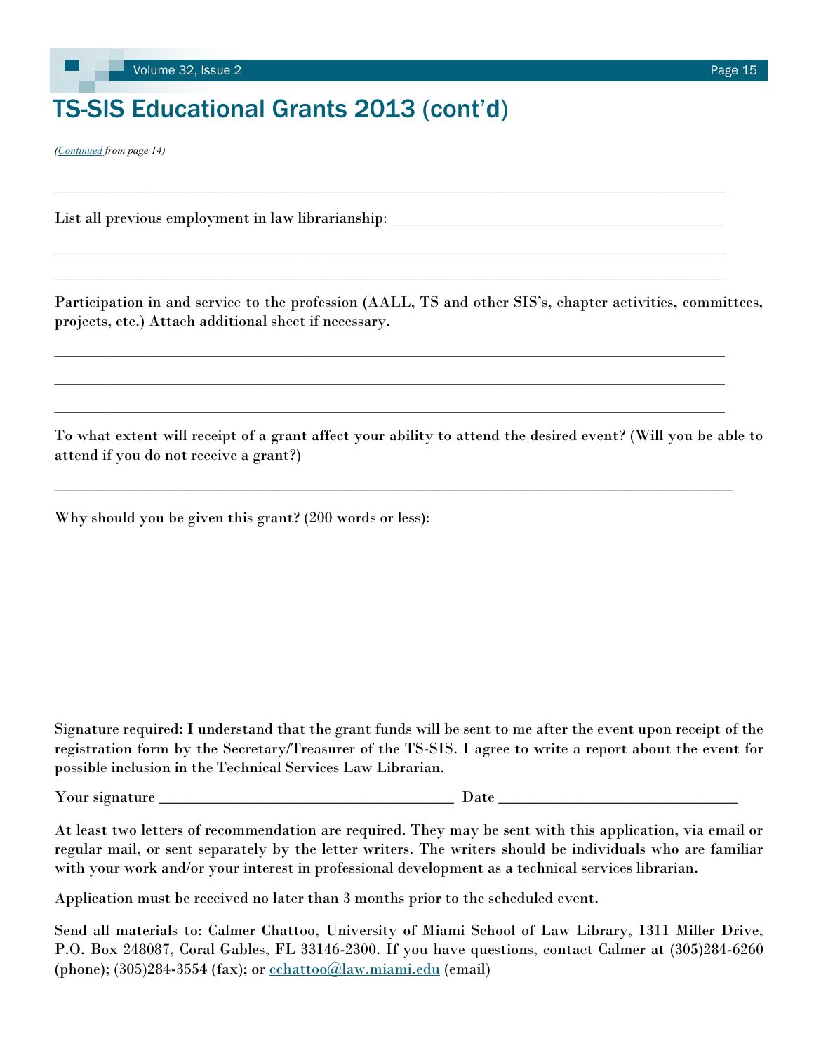# TS-SIS Educational Grants 2013 (cont'd)

*(Continued from page 14)*

___________________________________________________________________________________

List all previous employment in law librarianship: ____________________________________

___________________________________________________________________________________

___________________________________________________________________________________

Participation in and service to the profession (AALL, TS and other SIS's, chapter activities, committees, projects, etc.) Attach additional sheet if necessary.

___________________________________________________________________________________

___________________________________________________________________________________

___________________________________________________________________________________

To what extent will receipt of a grant affect your ability to attend the desired event? (Will you be able to attend if you do not receive a grant?)

___________________________________________________________________________________

Why should you be given this grant? (200 words or less):

Signature required: I understand that the grant funds will be sent to me after the event upon receipt of the registration form by the Secretary/Treasurer of the TS-SIS. I agree to write a report about the event for possible inclusion in the Technical Services Law Librarian.

Your signature ____________________________________ Date ___________________________

At least two letters of recommendation are required. They may be sent with this application, via email or regular mail, or sent separately by the letter writers. The writers should be individuals who are familiar with your work and/or your interest in professional development as a technical services librarian.

Application must be received no later than 3 months prior to the scheduled event.

Send all materials to: Calmer Chattoo, University of Miami School of Law Library, 1311 Miller Drive, P.O. Box 248087, Coral Gables, FL 33146-2300. If you have questions, contact Calmer at (305)284-6260 (phone); (305)284-3554 (fax); or cchattoo@law.miami.edu (email)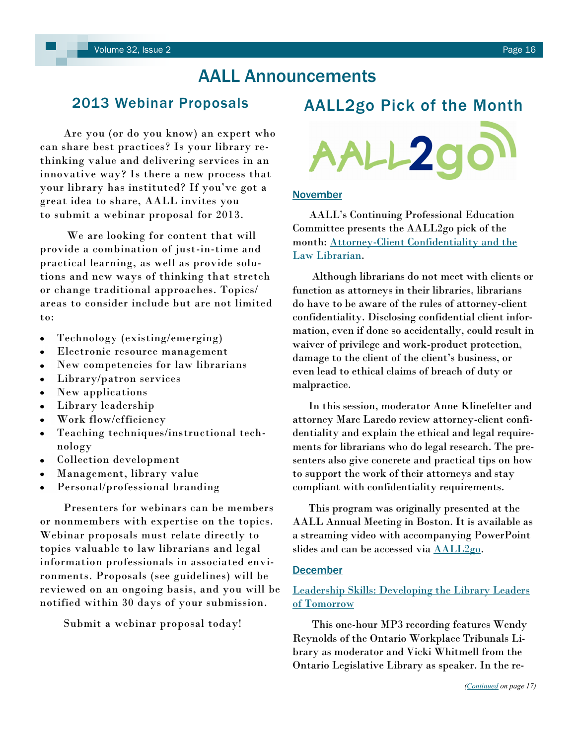# AALL Announcements

## 2013 Webinar Proposals

Are you (or do you know) an expert who can share best practices? Is your library rethinking value and delivering services in an innovative way? Is there a new process that your library has instituted? If you've got a great idea to share, AALL invites you to submit a webinar proposal for 2013.

We are looking for content that will provide a combination of just-in-time and practical learning, as well as provide solutions and new ways of thinking that stretch or change traditional approaches. Topics/areas to consider include but are not limited to:

- Technology (existing/emerging)
- Electronic resource management
- New competencies for law librarians
- Library/patron services
- New applications
- Library leadership
- Work flow/efficiency
- Teaching techniques/instructional technology
- Collection development
- Management, library value
- Personal/professional branding

Presenters for webinars can be members or nonmembers with expertise on the topics. Webinar proposals must relate directly to topics valuable to law librarians and legal information professionals in associated environments. Proposals (see guidelines) will be reviewed on an ongoing basis, and you will be notified within 30 days of your submission.

Submit a webinar proposal today!

## AALL2go Pick of the Month

### November

AALL's Continuing Professional Education Committee presents the AALL2go pick of the month: Attorney-Client Confidentiality and the Law Librarian.

Although librarians do not meet with clients or function as attorneys in their libraries, librarians do have to be aware of the rules of attorney-client confidentiality. Disclosing confidential client information, even if done so accidentally, could result in waiver of privilege and work-product protection, damage to the client of the client's business, or even lead to ethical claims of breach of duty or malpractice.

In this session, moderator Anne Klinefelter and attorney Marc Laredo review attorney-client confidentiality and explain the ethical and legal requirements for librarians who do legal research. The presenters also give concrete and practical tips on how to support the work of their attorneys and stay compliant with confidentiality requirements.

This program was originally presented at the AALL Annual Meeting in Boston. It is available as a streaming video with accompanying PowerPoint slides and can be accessed via AALL2go.

### December

Leadership Skills: Developing the Library Leaders of Tomorrow

This one-hour MP3 recording features Wendy Reynolds of the Ontario Workplace Tribunals Library as moderator and Vicki Whitmell from the Ontario Legislative Library as speaker. In the re-

*(Continued on page 17)*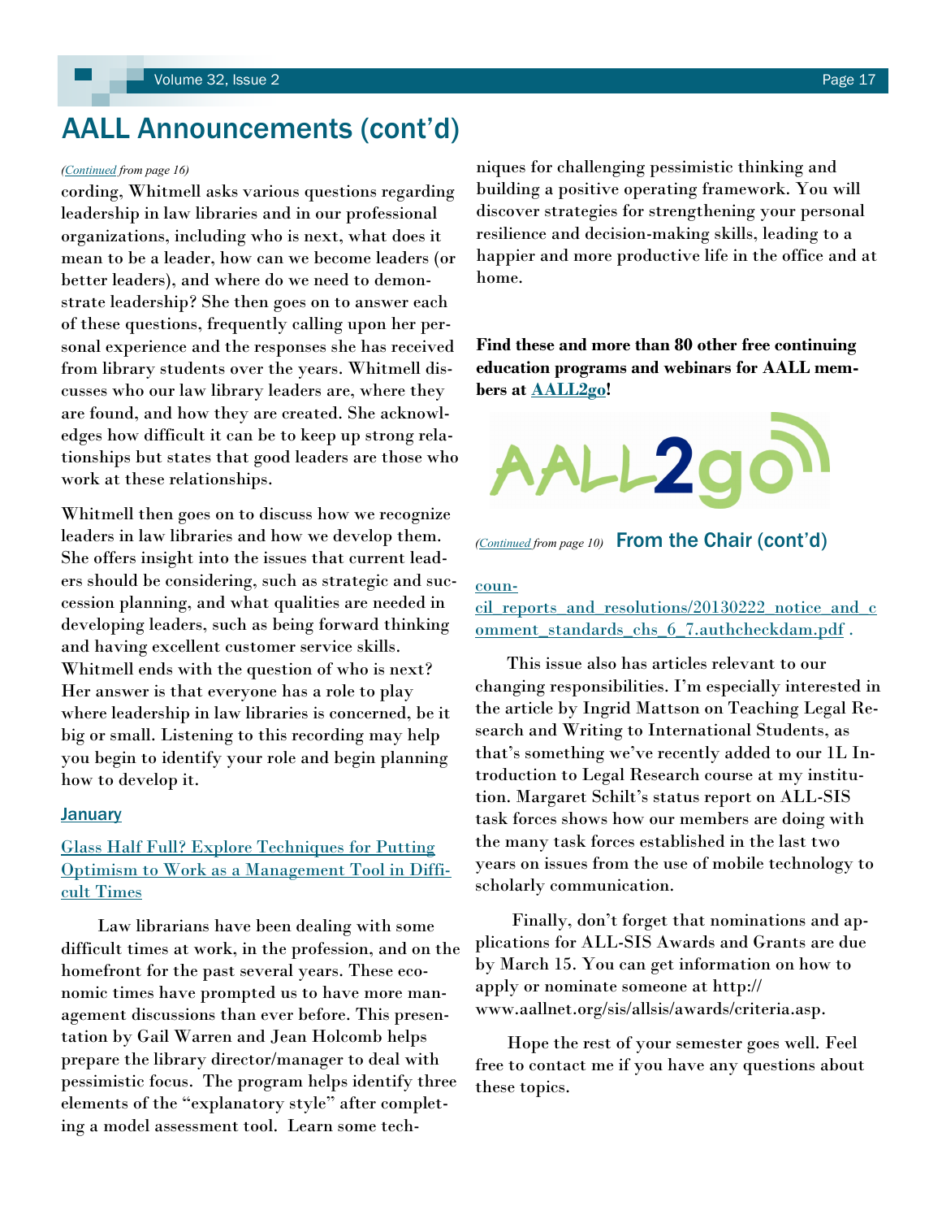# AALL Announcements (cont'd)

*(Continued from page 16)*

cording, Whitmell asks various questions regarding leadership in law libraries and in our professional organizations, including who is next, what does it mean to be a leader, how can we become leaders (or better leaders), and where do we need to demonstrate leadership? She then goes on to answer each of these questions, frequently calling upon her personal experience and the responses she has received from library students over the years. Whitmell discusses who our law library leaders are, where they are found, and how they are created. She acknowledges how difficult it can be to keep up strong relationships but states that good leaders are those who work at these relationships.

Whitmell then goes on to discuss how we recognize leaders in law libraries and how we develop them. She offers insight into the issues that current leaders should be considering, such as strategic and succession planning, and what qualities are needed in developing leaders, such as being forward thinking and having excellent customer service skills. Whitmell ends with the question of who is next? Her answer is that everyone has a role to play where leadership in law libraries is concerned, be it big or small. Listening to this recording may help you begin to identify your role and begin planning how to develop it.

### January

Glass Half Full? Explore Techniques for Putting Optimism to Work as a Management Tool in Difficult Times

Law librarians have been dealing with some difficult times at work, in the profession, and on the homefront for the past several years. These economic times have prompted us to have more management discussions than ever before. This presentation by Gail Warren and Jean Holcomb helps prepare the library director/manager to deal with pessimistic focus. The program helps identify three elements of the "explanatory style" after completing a model assessment tool. Learn some techniques for challenging pessimistic thinking and building a positive operating framework. You will discover strategies for strengthening your personal resilience and decision-making skills, leading to a happier and more productive life in the office and at home.

**Find these and more than 80 other free continuing education programs and webinars for AALL members at AALL2go!**

AALL2go

## From the Chair (cont'd)

*(Continued from page 10)*

council_reports_and_resolutions/20130222_notice_and_comment_standards_chs_6_7.authcheckdam.pdf .

This issue also has articles relevant to our changing responsibilities. I'm especially interested in the article by Ingrid Mattson on Teaching Legal Research and Writing to International Students, as that's something we've recently added to our 1L Introduction to Legal Research course at my institution. Margaret Schilt's status report on ALL-SIS task forces shows how our members are doing with the many task forces established in the last two years on issues from the use of mobile technology to scholarly communication.

Finally, don't forget that nominations and applications for ALL-SIS Awards and Grants are due by March 15. You can get information on how to apply or nominate someone at http://www.aallnet.org/sis/allsis/awards/criteria.asp.

Hope the rest of your semester goes well. Feel free to contact me if you have any questions about these topics.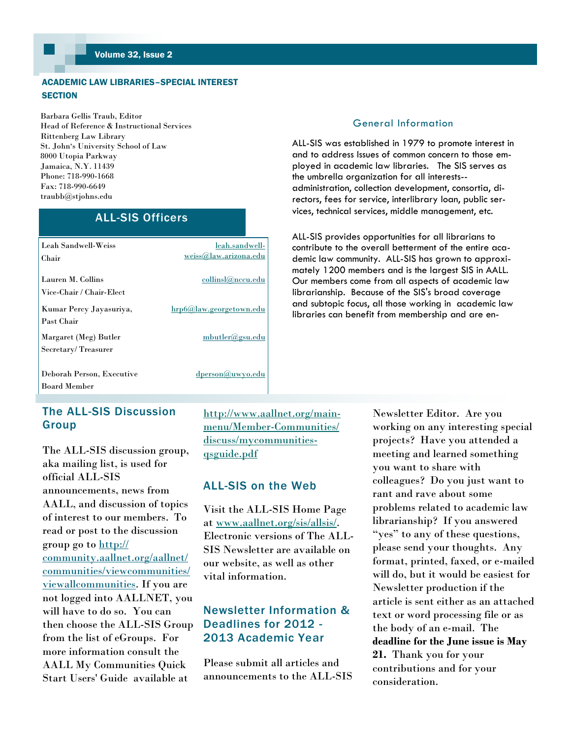## ACADEMIC LAW LIBRARIES–SPECIAL INTEREST SECTION

Barbara Gellis Traub, Editor
Head of Reference & Instructional Services
Rittenberg Law Library
St. John's University School of Law
8000 Utopia Parkway
Jamaica, N.Y. 11439
Phone: 718-990-1668
Fax: 718-990-6649
traubb@stjohns.edu

## ALL-SIS Officers

| | |
|---|---|
| Leah Sandwell-Weiss<br>Chair | leah.sandwell-weiss@law.arizona.edu |
| Lauren M. Collins<br>Vice-Chair / Chair-Elect | collinsl@nccu.edu |
| Kumar Percy Jayasuriya,<br>Past Chair | hrp6@law.georgetown.edu |
| Margaret (Meg) Butler<br>Secretary/ Treasurer | mbutler@gsu.edu |
| Deborah Person, Executive<br>Board Member | dperson@uwyo.edu |

## General Information

ALL-SIS was established in 1979 to promote interest in and to address Issues of common concern to those employed in academic law libraries. The SIS serves as the umbrella organization for all interests--administration, collection development, consortia, directors, fees for service, interlibrary loan, public services, technical services, middle management, etc.

ALL-SIS provides opportunities for all librarians to contribute to the overall betterment of the entire academic law community. ALL-SIS has grown to approximately 1200 members and is the largest SIS in AALL. Our members come from all aspects of academic law librarianship. Because of the SIS's broad coverage and subtopic focus, all those working in academic law libraries can benefit from membership and are en-

## The ALL-SIS Discussion Group

The ALL-SIS discussion group, aka mailing list, is used for official ALL-SIS announcements, news from AALL, and discussion of topics of interest to our members. To read or post to the discussion group go to http://community.aallnet.org/aallnet/communities/viewcommunities/viewallcommunities. If you are not logged into AALLNET, you will have to do so. You can then choose the ALL-SIS Group from the list of eGroups. For more information consult the AALL My Communities Quick Start Users' Guide available at http://www.aallnet.org/main-menu/Member-Communities/discuss/mycommunities-qsguide.pdf

## ALL-SIS on the Web

Visit the ALL-SIS Home Page at www.aallnet.org/sis/allsis/. Electronic versions of The ALL-SIS Newsletter are available on our website, as well as other vital information.

## Newsletter Information & Deadlines for 2012 - 2013 Academic Year

Please submit all articles and announcements to the ALL-SIS Newsletter Editor. Are you working on any interesting special projects? Have you attended a meeting and learned something you want to share with colleagues? Do you just want to rant and rave about some problems related to academic law librarianship? If you answered "yes" to any of these questions, please send your thoughts. Any format, printed, faxed, or e-mailed will do, but it would be easiest for Newsletter production if the article is sent either as an attached text or word processing file or as the body of an e-mail. The **deadline for the June issue is May 21.** Thank you for your contributions and for your consideration.